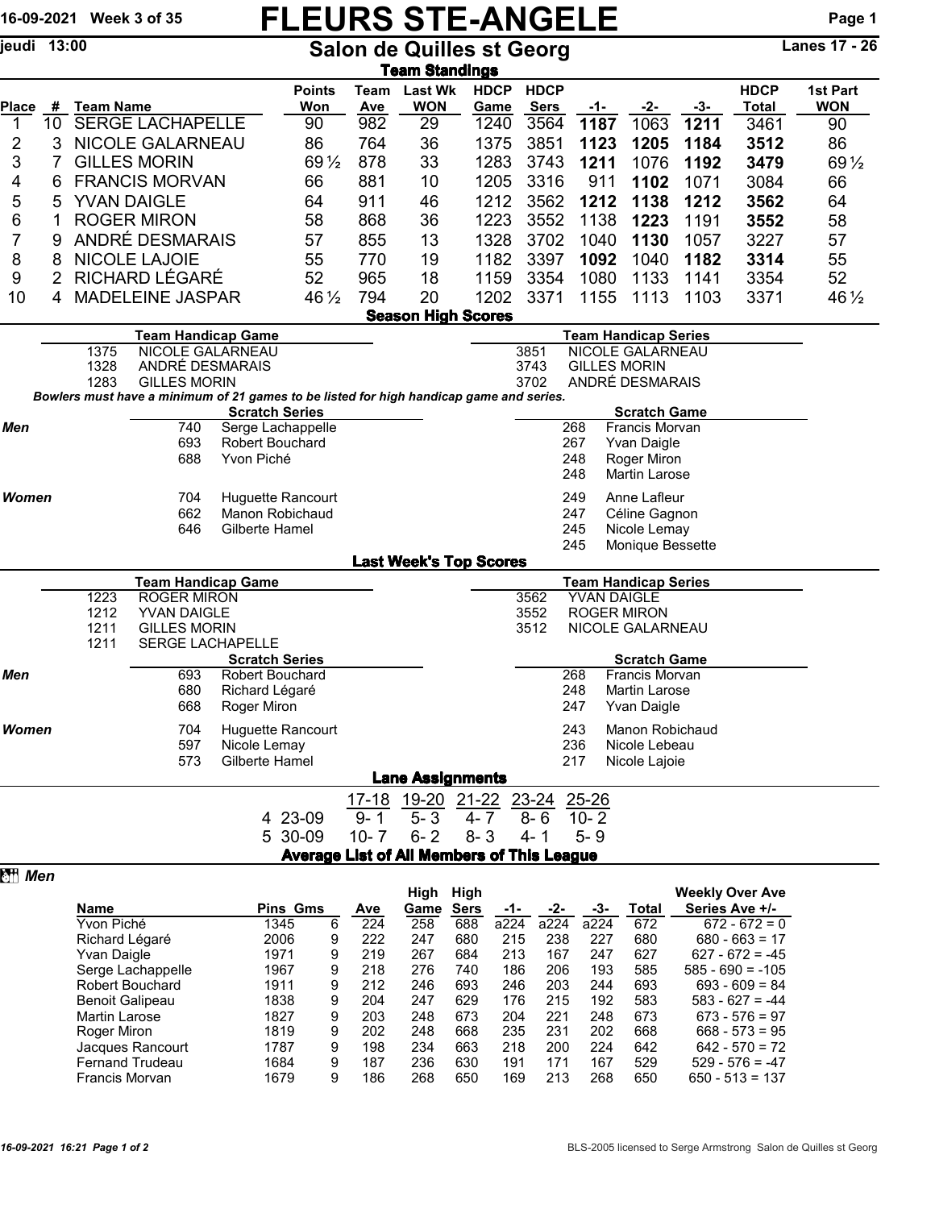16-09-2021 Week 3 of 35

# FLEURS STE-ANGELE

jeudi 13:00

## Salon de Quilles st Georg

Lanes 17 - 26

### Team Standings

| Place | # | Team Name | Points Won | Team Ave | Last Wk WON | HDCP Game | HDCP Sers | -1- | -2- | -3- | HDCP Total | 1st Part WON |
|---|---|---|---|---|---|---|---|---|---|---|---|---|
| 1 | 10 | SERGE LACHAPELLE | 90 | 982 | 29 | 1240 | 3564 | **1187** | 1063 | **1211** | 3461 | 90 |
| 2 | 3 | NICOLE GALARNEAU | 86 | 764 | 36 | 1375 | 3851 | **1123** | **1205** | **1184** | **3512** | 86 |
| 3 | 7 | GILLES MORIN | 69½ | 878 | 33 | 1283 | 3743 | **1211** | 1076 | **1192** | **3479** | 69½ |
| 4 | 6 | FRANCIS MORVAN | 66 | 881 | 10 | 1205 | 3316 | 911 | **1102** | 1071 | 3084 | 66 |
| 5 | 5 | YVAN DAIGLE | 64 | 911 | 46 | 1212 | 3562 | **1212** | **1138** | **1212** | **3562** | 64 |
| 6 | 1 | ROGER MIRON | 58 | 868 | 36 | 1223 | 3552 | 1138 | **1223** | 1191 | **3552** | 58 |
| 7 | 9 | ANDRÉ DESMARAIS | 57 | 855 | 13 | 1328 | 3702 | 1040 | **1130** | 1057 | 3227 | 57 |
| 8 | 8 | NICOLE LAJOIE | 55 | 770 | 19 | 1182 | 3397 | **1092** | 1040 | **1182** | **3314** | 55 |
| 9 | 2 | RICHARD LÉGARÉ | 52 | 965 | 18 | 1159 | 3354 | 1080 | 1133 | 1141 | 3354 | 52 |
| 10 | 4 | MADELEINE JASPAR | 46½ | 794 | 20 | 1202 | 3371 | 1155 | 1113 | 1103 | 3371 | 46½ |

### Season High Scores

**Team Handicap Game**

| Score | Team |
|---|---|
| 1375 | NICOLE GALARNEAU |
| 1328 | ANDRÉ DESMARAIS |
| 1283 | GILLES MORIN |

**Team Handicap Series**

| Score | Team |
|---|---|
| 3851 | NICOLE GALARNEAU |
| 3743 | GILLES MORIN |
| 3702 | ANDRÉ DESMARAIS |

*Bowlers must have a minimum of 21 games to be listed for high handicap game and series.*

**Scratch Series**

| | Score | Name |
|---|---|---|
| *Men* | 740 | Serge Lachappelle |
| | 693 | Robert Bouchard |
| | 688 | Yvon Piché |
| *Women* | 704 | Huguette Rancourt |
| | 662 | Manon Robichaud |
| | 646 | Gilberte Hamel |

**Scratch Game**

| | Score | Name |
|---|---|---|
| *Men* | 268 | Francis Morvan |
| | 267 | Yvan Daigle |
| | 248 | Roger Miron |
| | 248 | Martin Larose |
| *Women* | 249 | Anne Lafleur |
| | 247 | Céline Gagnon |
| | 245 | Nicole Lemay |
| | 245 | Monique Bessette |

### Last Week's Top Scores

**Team Handicap Game**

| Score | Team |
|---|---|
| 1223 | ROGER MIRON |
| 1212 | YVAN DAIGLE |
| 1211 | GILLES MORIN |
| 1211 | SERGE LACHAPELLE |

**Team Handicap Series**

| Score | Team |
|---|---|
| 3562 | YVAN DAIGLE |
| 3552 | ROGER MIRON |
| 3512 | NICOLE GALARNEAU |

**Scratch Series**

| | Score | Name |
|---|---|---|
| *Men* | 693 | Robert Bouchard |
| | 680 | Richard Légaré |
| | 668 | Roger Miron |
| *Women* | 704 | Huguette Rancourt |
| | 597 | Nicole Lemay |
| | 573 | Gilberte Hamel |

**Scratch Game**

| | Score | Name |
|---|---|---|
| *Men* | 268 | Francis Morvan |
| | 248 | Martin Larose |
| | 247 | Yvan Daigle |
| *Women* | 243 | Manon Robichaud |
| | 236 | Nicole Lebeau |
| | 217 | Nicole Lajoie |

### Lane Assignments

| | 17-18 | 19-20 | 21-22 | 23-24 | 25-26 |
|---|---|---|---|---|---|
| 4 23-09 | 9- 1 | 5- 3 | 4- 7 | 8- 6 | 10- 2 |
| 5 30-09 | 10- 7 | 6- 2 | 8- 3 | 4- 1 | 5- 9 |

### Average List of All Members of This League

*Men*

| Name | Pins | Gms | Ave | High Game | High Sers | -1- | -2- | -3- | Total | Weekly Over Ave Series Ave +/- |
|---|---|---|---|---|---|---|---|---|---|---|
| Yvon Piché | 1345 | 6 | 224 | 258 | 688 | a224 | a224 | a224 | 672 | 672 - 672 = 0 |
| Richard Légaré | 2006 | 9 | 222 | 247 | 680 | 215 | 238 | 227 | 680 | 680 - 663 = 17 |
| Yvan Daigle | 1971 | 9 | 219 | 267 | 684 | 213 | 167 | 247 | 627 | 627 - 672 = -45 |
| Serge Lachappelle | 1967 | 9 | 218 | 276 | 740 | 186 | 206 | 193 | 585 | 585 - 690 = -105 |
| Robert Bouchard | 1911 | 9 | 212 | 246 | 693 | 246 | 203 | 244 | 693 | 693 - 609 = 84 |
| Benoit Galipeau | 1838 | 9 | 204 | 247 | 629 | 176 | 215 | 192 | 583 | 583 - 627 = -44 |
| Martin Larose | 1827 | 9 | 203 | 248 | 673 | 204 | 221 | 248 | 673 | 673 - 576 = 97 |
| Roger Miron | 1819 | 9 | 202 | 248 | 668 | 235 | 231 | 202 | 668 | 668 - 573 = 95 |
| Jacques Rancourt | 1787 | 9 | 198 | 234 | 663 | 218 | 200 | 224 | 642 | 642 - 570 = 72 |
| Fernand Trudeau | 1684 | 9 | 187 | 236 | 630 | 191 | 171 | 167 | 529 | 529 - 576 = -47 |
| Francis Morvan | 1679 | 9 | 186 | 268 | 650 | 169 | 213 | 268 | 650 | 650 - 513 = 137 |

*16-09-2021 16:21*

BLS-2005 licensed to Serge Armstrong Salon de Quilles st Georg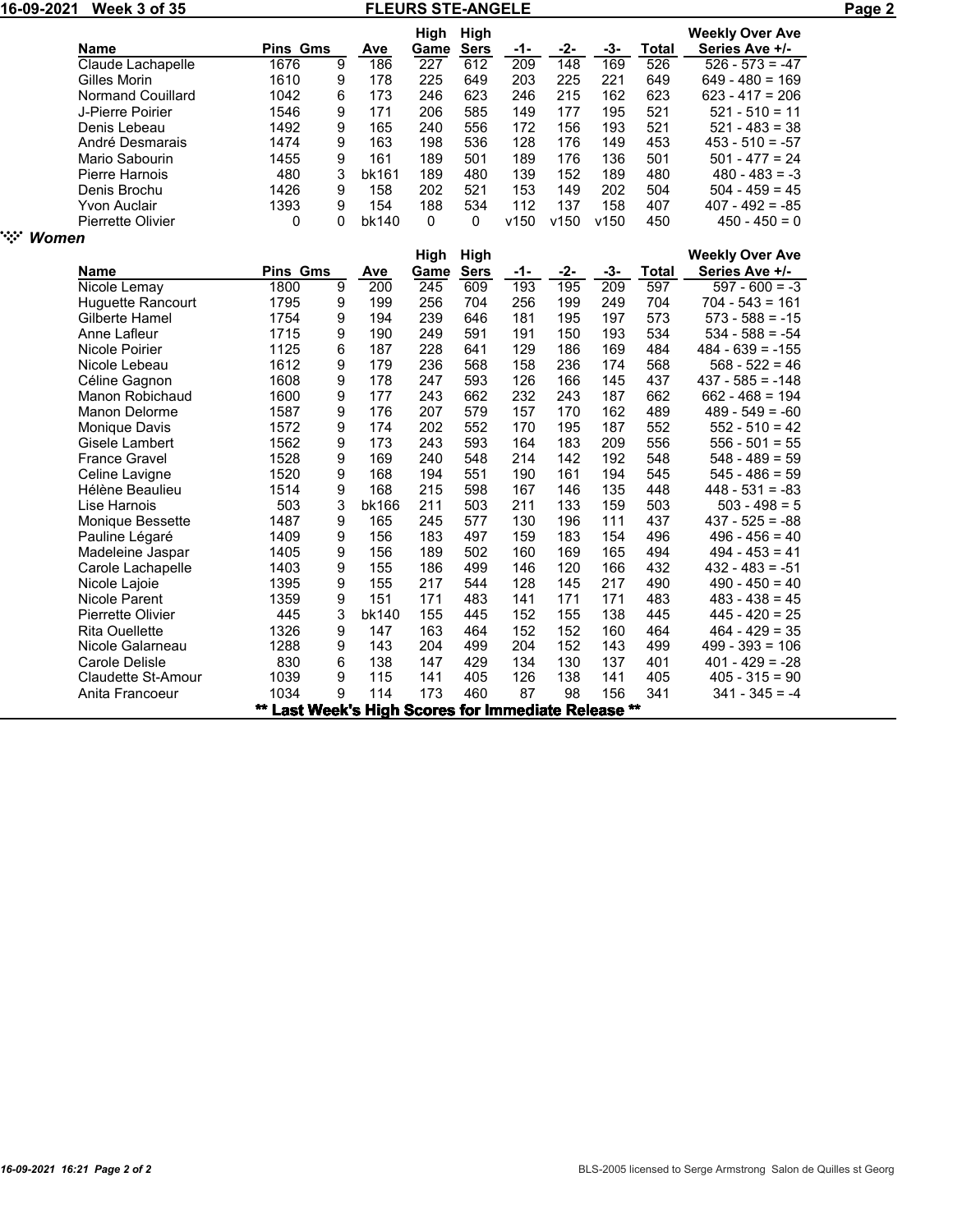| Name | Pins | Gms | Ave | High Game | High Sers | -1- | -2- | -3- | Total | Weekly Over Ave Series Ave +/- |
|---|---|---|---|---|---|---|---|---|---|---|
| Claude Lachapelle | 1676 | 9 | 186 | 227 | 612 | 209 | 148 | 169 | 526 | 526 - 573 = -47 |
| Gilles Morin | 1610 | 9 | 178 | 225 | 649 | 203 | 225 | 221 | 649 | 649 - 480 = 169 |
| Normand Couillard | 1042 | 6 | 173 | 246 | 623 | 246 | 215 | 162 | 623 | 623 - 417 = 206 |
| J-Pierre Poirier | 1546 | 9 | 171 | 206 | 585 | 149 | 177 | 195 | 521 | 521 - 510 = 11 |
| Denis Lebeau | 1492 | 9 | 165 | 240 | 556 | 172 | 156 | 193 | 521 | 521 - 483 = 38 |
| André Desmarais | 1474 | 9 | 163 | 198 | 536 | 128 | 176 | 149 | 453 | 453 - 510 = -57 |
| Mario Sabourin | 1455 | 9 | 161 | 189 | 501 | 189 | 176 | 136 | 501 | 501 - 477 = 24 |
| Pierre Harnois | 480 | 3 | bk161 | 189 | 480 | 139 | 152 | 189 | 480 | 480 - 483 = -3 |
| Denis Brochu | 1426 | 9 | 158 | 202 | 521 | 153 | 149 | 202 | 504 | 504 - 459 = 45 |
| Yvon Auclair | 1393 | 9 | 154 | 188 | 534 | 112 | 137 | 158 | 407 | 407 - 492 = -85 |
| Pierrette Olivier | 0 | 0 | bk140 | 0 | 0 | v150 | v150 | v150 | 450 | 450 - 450 = 0 |

## Women

| Name | Pins | Gms | Ave | High Game | High Sers | -1- | -2- | -3- | Total | Weekly Over Ave Series Ave +/- |
|---|---|---|---|---|---|---|---|---|---|---|
| Nicole Lemay | 1800 | 9 | 200 | 245 | 609 | 193 | 195 | 209 | 597 | 597 - 600 = -3 |
| Huguette Rancourt | 1795 | 9 | 199 | 256 | 704 | 256 | 199 | 249 | 704 | 704 - 543 = 161 |
| Gilberte Hamel | 1754 | 9 | 194 | 239 | 646 | 181 | 195 | 197 | 573 | 573 - 588 = -15 |
| Anne Lafleur | 1715 | 9 | 190 | 249 | 591 | 191 | 150 | 193 | 534 | 534 - 588 = -54 |
| Nicole Poirier | 1125 | 6 | 187 | 228 | 641 | 129 | 186 | 169 | 484 | 484 - 639 = -155 |
| Nicole Lebeau | 1612 | 9 | 179 | 236 | 568 | 158 | 236 | 174 | 568 | 568 - 522 = 46 |
| Céline Gagnon | 1608 | 9 | 178 | 247 | 593 | 126 | 166 | 145 | 437 | 437 - 585 = -148 |
| Manon Robichaud | 1600 | 9 | 177 | 243 | 662 | 232 | 243 | 187 | 662 | 662 - 468 = 194 |
| Manon Delorme | 1587 | 9 | 176 | 207 | 579 | 157 | 170 | 162 | 489 | 489 - 549 = -60 |
| Monique Davis | 1572 | 9 | 174 | 202 | 552 | 170 | 195 | 187 | 552 | 552 - 510 = 42 |
| Gisele Lambert | 1562 | 9 | 173 | 243 | 593 | 164 | 183 | 209 | 556 | 556 - 501 = 55 |
| France Gravel | 1528 | 9 | 169 | 240 | 548 | 214 | 142 | 192 | 548 | 548 - 489 = 59 |
| Celine Lavigne | 1520 | 9 | 168 | 194 | 551 | 190 | 161 | 194 | 545 | 545 - 486 = 59 |
| Hélène Beaulieu | 1514 | 9 | 168 | 215 | 598 | 167 | 146 | 135 | 448 | 448 - 531 = -83 |
| Lise Harnois | 503 | 3 | bk166 | 211 | 503 | 211 | 133 | 159 | 503 | 503 - 498 = 5 |
| Monique Bessette | 1487 | 9 | 165 | 245 | 577 | 130 | 196 | 111 | 437 | 437 - 525 = -88 |
| Pauline Légaré | 1409 | 9 | 156 | 183 | 497 | 159 | 183 | 154 | 496 | 496 - 456 = 40 |
| Madeleine Jaspar | 1405 | 9 | 156 | 189 | 502 | 160 | 169 | 165 | 494 | 494 - 453 = 41 |
| Carole Lachapelle | 1403 | 9 | 155 | 186 | 499 | 146 | 120 | 166 | 432 | 432 - 483 = -51 |
| Nicole Lajoie | 1395 | 9 | 155 | 217 | 544 | 128 | 145 | 217 | 490 | 490 - 450 = 40 |
| Nicole Parent | 1359 | 9 | 151 | 171 | 483 | 141 | 171 | 171 | 483 | 483 - 438 = 45 |
| Pierrette Olivier | 445 | 3 | bk140 | 155 | 445 | 152 | 155 | 138 | 445 | 445 - 420 = 25 |
| Rita Ouellette | 1326 | 9 | 147 | 163 | 464 | 152 | 152 | 160 | 464 | 464 - 429 = 35 |
| Nicole Galarneau | 1288 | 9 | 143 | 204 | 499 | 204 | 152 | 143 | 499 | 499 - 393 = 106 |
| Carole Delisle | 830 | 6 | 138 | 147 | 429 | 134 | 130 | 137 | 401 | 401 - 429 = -28 |
| Claudette St-Amour | 1039 | 9 | 115 | 141 | 405 | 126 | 138 | 141 | 405 | 405 - 315 = 90 |
| Anita Francoeur | 1034 | 9 | 114 | 173 | 460 | 87 | 98 | 156 | 341 | 341 - 345 = -4 |

**\*\* Last Week's High Scores for Immediate Release \*\***